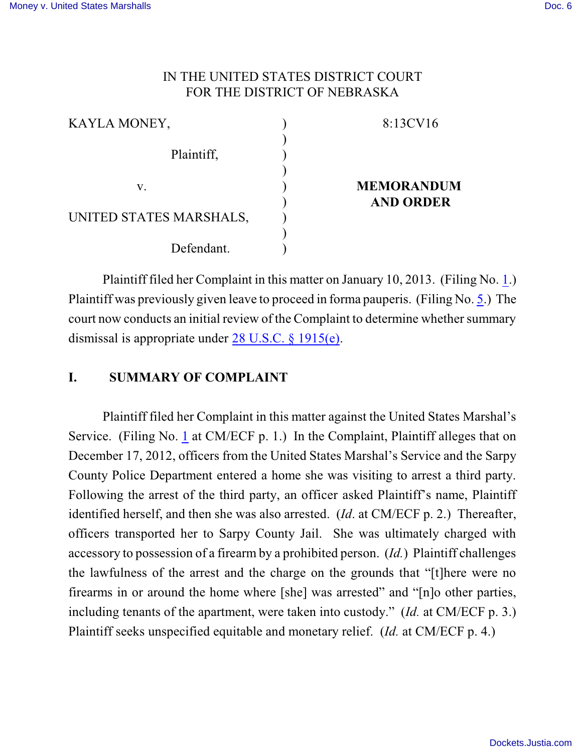IN THE UNITED STATES DISTRICT COURT
FOR THE DISTRICT OF NEBRASKA

| | | |
|---|---|---|
| KAYLA MONEY, | ) | 8:13CV16 |
| | ) | |
| Plaintiff, | ) | |
| | ) | |
| v. | ) | **MEMORANDUM AND ORDER** |
| | ) | |
| UNITED STATES MARSHALS, | ) | |
| | ) | |
| Defendant. | ) | |

Plaintiff filed her Complaint in this matter on January 10, 2013. (Filing No. 1.) Plaintiff was previously given leave to proceed in forma pauperis. (Filing No. 5.) The court now conducts an initial review of the Complaint to determine whether summary dismissal is appropriate under 28 U.S.C. § 1915(e).

## I. SUMMARY OF COMPLAINT

Plaintiff filed her Complaint in this matter against the United States Marshal's Service. (Filing No. 1 at CM/ECF p. 1.) In the Complaint, Plaintiff alleges that on December 17, 2012, officers from the United States Marshal's Service and the Sarpy County Police Department entered a home she was visiting to arrest a third party. Following the arrest of the third party, an officer asked Plaintiff's name, Plaintiff identified herself, and then she was also arrested. (*Id*. at CM/ECF p. 2.) Thereafter, officers transported her to Sarpy County Jail. She was ultimately charged with accessory to possession of a firearm by a prohibited person. (*Id.*) Plaintiff challenges the lawfulness of the arrest and the charge on the grounds that "[t]here were no firearms in or around the home where [she] was arrested" and "[n]o other parties, including tenants of the apartment, were taken into custody." (*Id.* at CM/ECF p. 3.) Plaintiff seeks unspecified equitable and monetary relief. (*Id.* at CM/ECF p. 4.)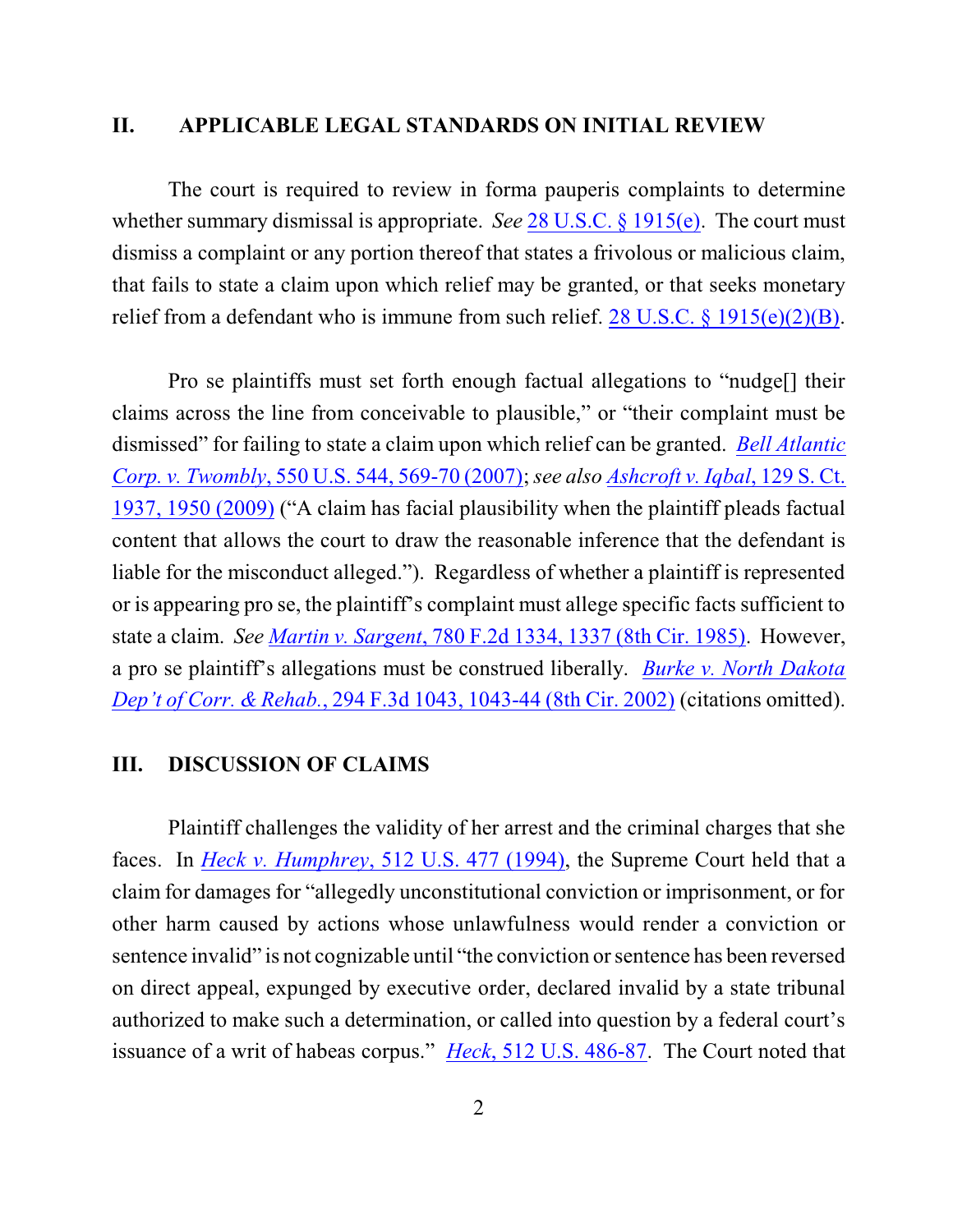## II. APPLICABLE LEGAL STANDARDS ON INITIAL REVIEW

The court is required to review in forma pauperis complaints to determine whether summary dismissal is appropriate. *See* 28 U.S.C. § 1915(e). The court must dismiss a complaint or any portion thereof that states a frivolous or malicious claim, that fails to state a claim upon which relief may be granted, or that seeks monetary relief from a defendant who is immune from such relief. 28 U.S.C. § 1915(e)(2)(B).

Pro se plaintiffs must set forth enough factual allegations to "nudge[] their claims across the line from conceivable to plausible," or "their complaint must be dismissed" for failing to state a claim upon which relief can be granted. *Bell Atlantic Corp. v. Twombly*, 550 U.S. 544, 569-70 (2007); *see also Ashcroft v. Iqbal*, 129 S. Ct. 1937, 1950 (2009) ("A claim has facial plausibility when the plaintiff pleads factual content that allows the court to draw the reasonable inference that the defendant is liable for the misconduct alleged."). Regardless of whether a plaintiff is represented or is appearing pro se, the plaintiff's complaint must allege specific facts sufficient to state a claim. *See Martin v. Sargent*, 780 F.2d 1334, 1337 (8th Cir. 1985). However, a pro se plaintiff's allegations must be construed liberally. *Burke v. North Dakota Dep't of Corr. & Rehab.*, 294 F.3d 1043, 1043-44 (8th Cir. 2002) (citations omitted).

## III. DISCUSSION OF CLAIMS

Plaintiff challenges the validity of her arrest and the criminal charges that she faces. In *Heck v. Humphrey*, 512 U.S. 477 (1994), the Supreme Court held that a claim for damages for "allegedly unconstitutional conviction or imprisonment, or for other harm caused by actions whose unlawfulness would render a conviction or sentence invalid" is not cognizable until "the conviction or sentence has been reversed on direct appeal, expunged by executive order, declared invalid by a state tribunal authorized to make such a determination, or called into question by a federal court's issuance of a writ of habeas corpus." *Heck*, 512 U.S. 486-87. The Court noted that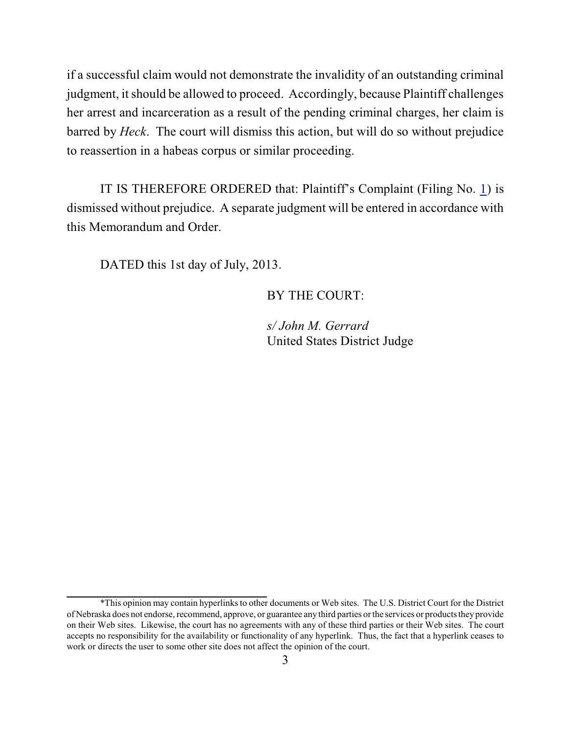if a successful claim would not demonstrate the invalidity of an outstanding criminal judgment, it should be allowed to proceed. Accordingly, because Plaintiff challenges her arrest and incarceration as a result of the pending criminal charges, her claim is barred by *Heck*. The court will dismiss this action, but will do so without prejudice to reassertion in a habeas corpus or similar proceeding.

IT IS THEREFORE ORDERED that: Plaintiff's Complaint (Filing No. 1) is dismissed without prejudice. A separate judgment will be entered in accordance with this Memorandum and Order.

DATED this 1st day of July, 2013.

BY THE COURT:

*s/ John M. Gerrard*
United States District Judge

---

\*This opinion may contain hyperlinks to other documents or Web sites. The U.S. District Court for the District of Nebraska does not endorse, recommend, approve, or guarantee any third parties or the services or products they provide on their Web sites. Likewise, the court has no agreements with any of these third parties or their Web sites. The court accepts no responsibility for the availability or functionality of any hyperlink. Thus, the fact that a hyperlink ceases to work or directs the user to some other site does not affect the opinion of the court.